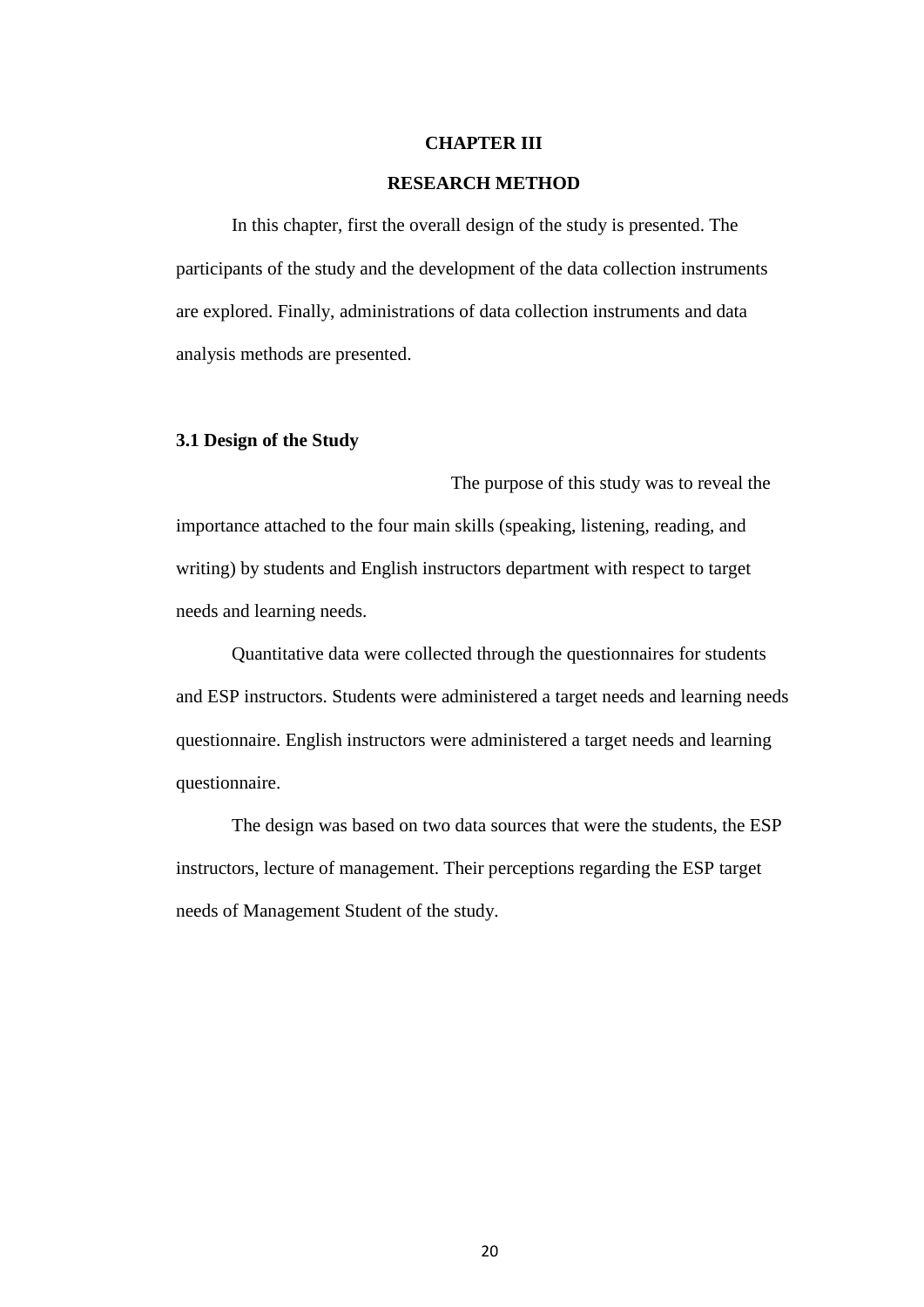# CHAPTER III

# RESEARCH METHOD

In this chapter, first the overall design of the study is presented. The participants of the study and the development of the data collection instruments are explored. Finally, administrations of data collection instruments and data analysis methods are presented.

## 3.1 Design of the Study

The purpose of this study was to reveal the importance attached to the four main skills (speaking, listening, reading, and writing) by students and English instructors department with respect to target needs and learning needs.

Quantitative data were collected through the questionnaires for students and ESP instructors. Students were administered a target needs and learning needs questionnaire. English instructors were administered a target needs and learning questionnaire.

The design was based on two data sources that were the students, the ESP instructors, lecture of management. Their perceptions regarding the ESP target needs of Management Student of the study.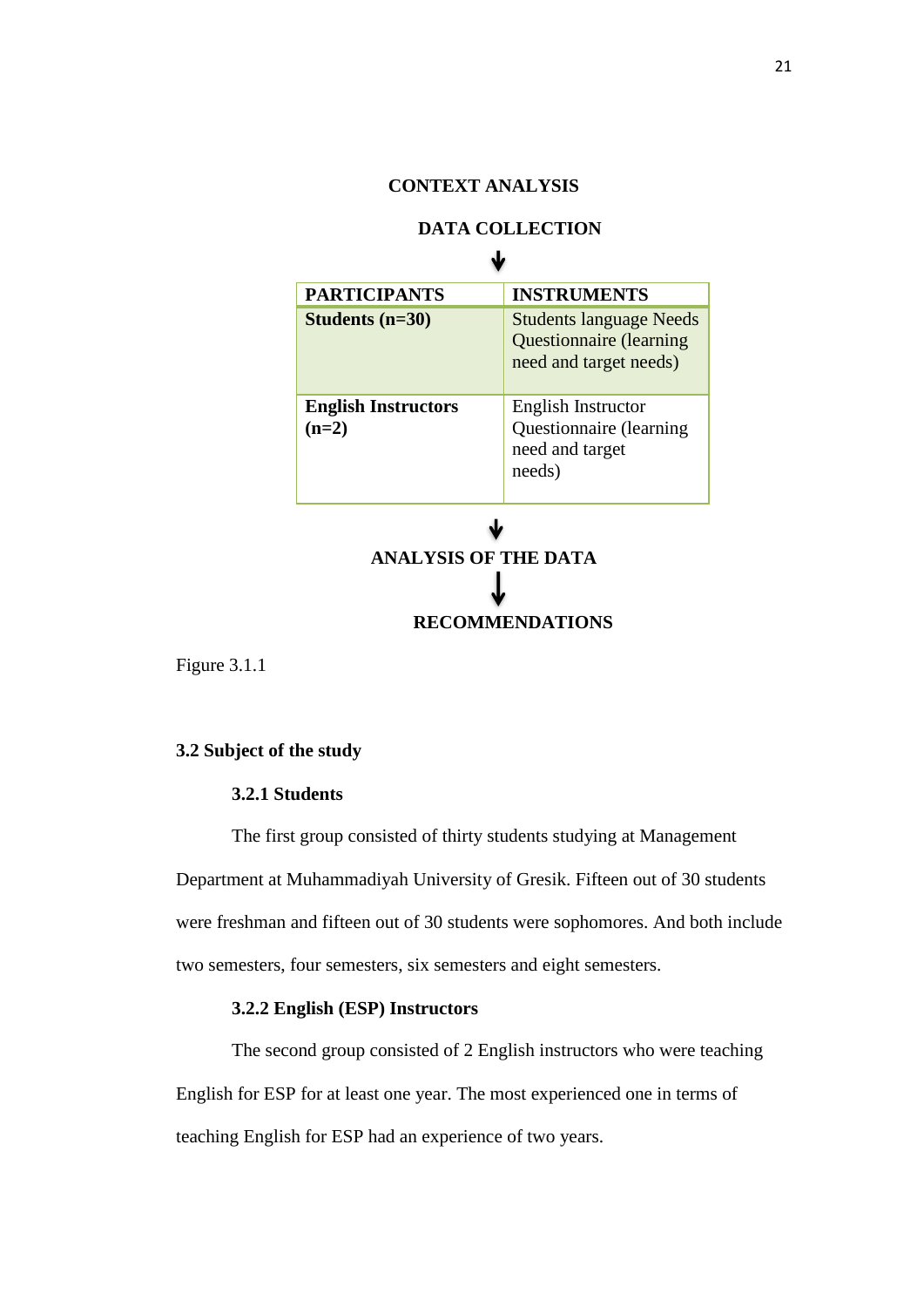**CONTEXT ANALYSIS**

**DATA COLLECTION**

↓

| PARTICIPANTS | INSTRUMENTS |
|---|---|
| **Students (n=30)** | Students language Needs Questionnaire (learning need and target needs) |
| **English Instructors (n=2)** | English Instructor Questionnaire (learning need and target needs) |

↓

**ANALYSIS OF THE DATA**

↓

**RECOMMENDATIONS**

Figure 3.1.1

## 3.2 Subject of the study

### 3.2.1 Students

The first group consisted of thirty students studying at Management Department at Muhammadiyah University of Gresik. Fifteen out of 30 students were freshman and fifteen out of 30 students were sophomores. And both include two semesters, four semesters, six semesters and eight semesters.

### 3.2.2 English (ESP) Instructors

The second group consisted of 2 English instructors who were teaching English for ESP for at least one year. The most experienced one in terms of teaching English for ESP had an experience of two years.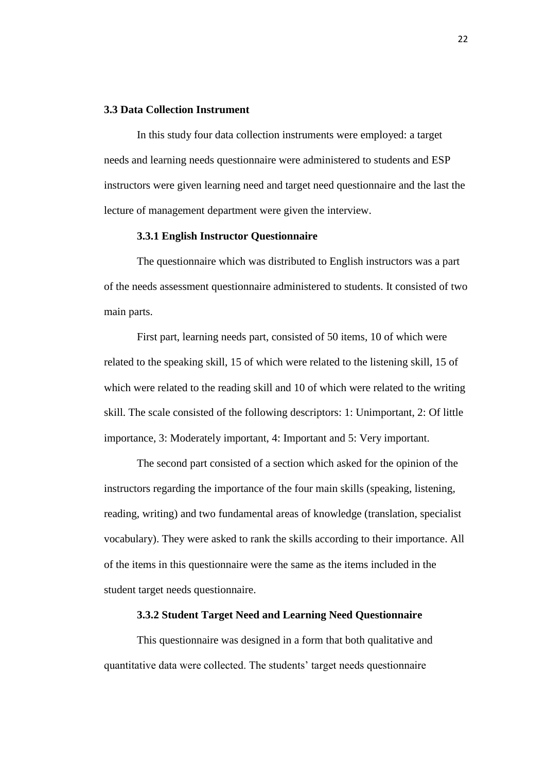### 3.3 Data Collection Instrument

In this study four data collection instruments were employed: a target needs and learning needs questionnaire were administered to students and ESP instructors were given learning need and target need questionnaire and the last the lecture of management department were given the interview.

#### 3.3.1 English Instructor Questionnaire

The questionnaire which was distributed to English instructors was a part of the needs assessment questionnaire administered to students. It consisted of two main parts.

First part, learning needs part, consisted of 50 items, 10 of which were related to the speaking skill, 15 of which were related to the listening skill, 15 of which were related to the reading skill and 10 of which were related to the writing skill. The scale consisted of the following descriptors: 1: Unimportant, 2: Of little importance, 3: Moderately important, 4: Important and 5: Very important.

The second part consisted of a section which asked for the opinion of the instructors regarding the importance of the four main skills (speaking, listening, reading, writing) and two fundamental areas of knowledge (translation, specialist vocabulary). They were asked to rank the skills according to their importance. All of the items in this questionnaire were the same as the items included in the student target needs questionnaire.

#### 3.3.2 Student Target Need and Learning Need Questionnaire

This questionnaire was designed in a form that both qualitative and quantitative data were collected. The students' target needs questionnaire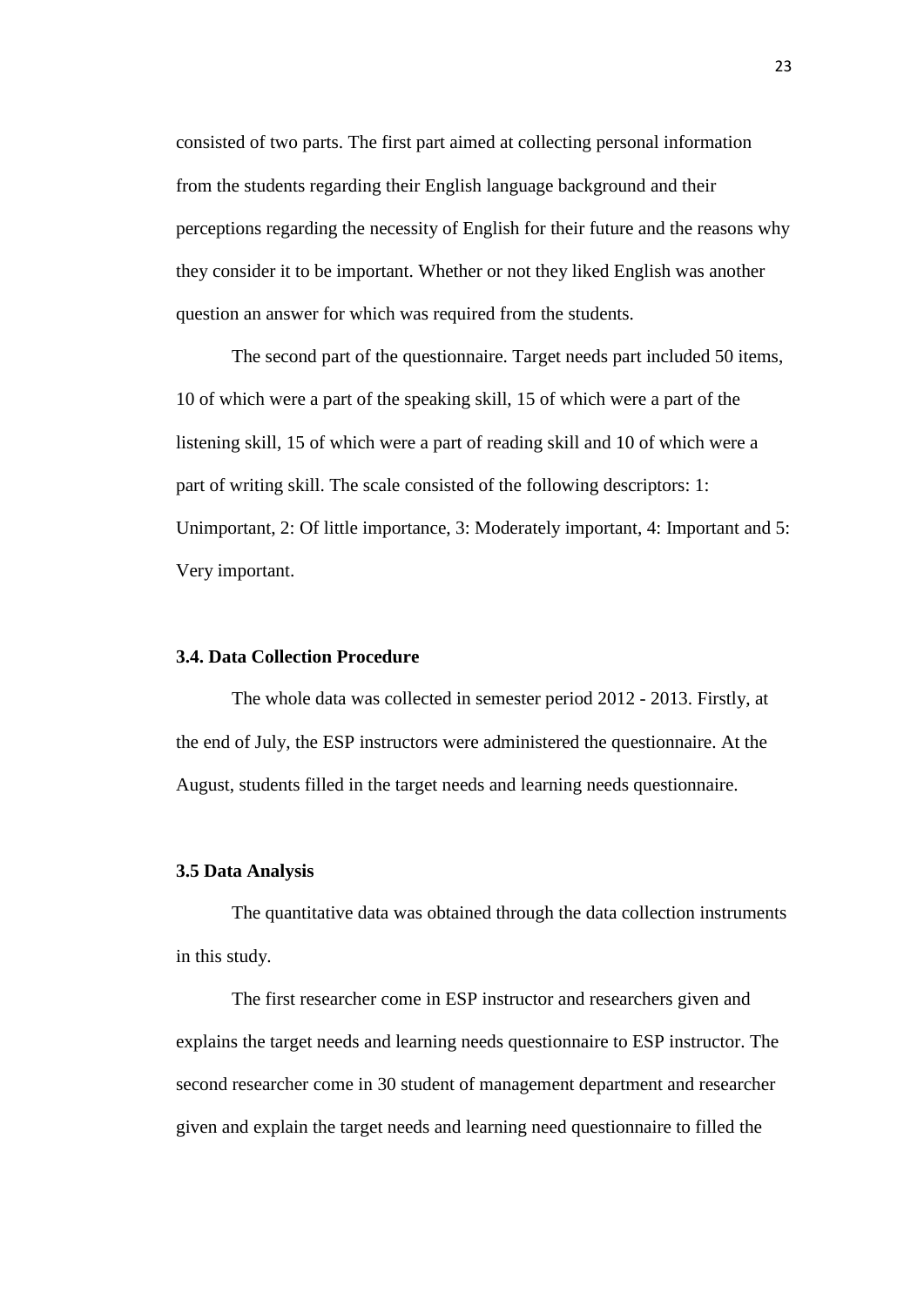consisted of two parts. The first part aimed at collecting personal information from the students regarding their English language background and their perceptions regarding the necessity of English for their future and the reasons why they consider it to be important. Whether or not they liked English was another question an answer for which was required from the students.

The second part of the questionnaire. Target needs part included 50 items, 10 of which were a part of the speaking skill, 15 of which were a part of the listening skill, 15 of which were a part of reading skill and 10 of which were a part of writing skill. The scale consisted of the following descriptors: 1: Unimportant, 2: Of little importance, 3: Moderately important, 4: Important and 5: Very important.

### 3.4. Data Collection Procedure

The whole data was collected in semester period 2012 - 2013. Firstly, at the end of July, the ESP instructors were administered the questionnaire. At the August, students filled in the target needs and learning needs questionnaire.

### 3.5 Data Analysis

The quantitative data was obtained through the data collection instruments in this study.

The first researcher come in ESP instructor and researchers given and explains the target needs and learning needs questionnaire to ESP instructor. The second researcher come in 30 student of management department and researcher given and explain the target needs and learning need questionnaire to filled the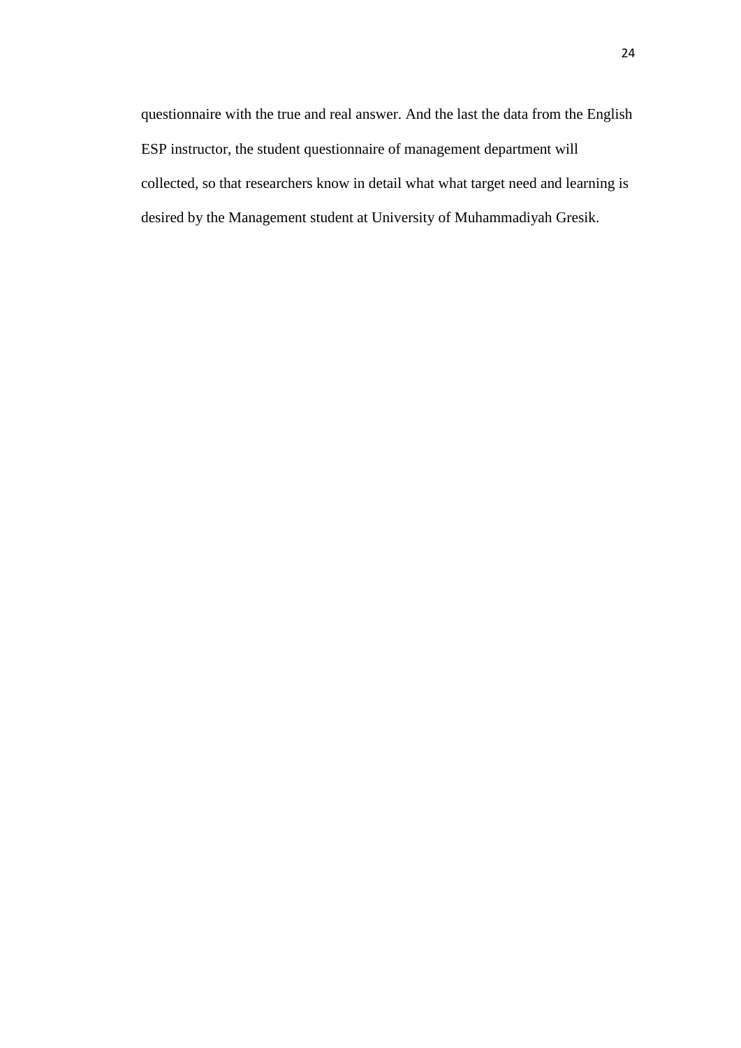questionnaire with the true and real answer. And the last the data from the English ESP instructor, the student questionnaire of management department will collected, so that researchers know in detail what what target need and learning is desired by the Management student at University of Muhammadiyah Gresik.